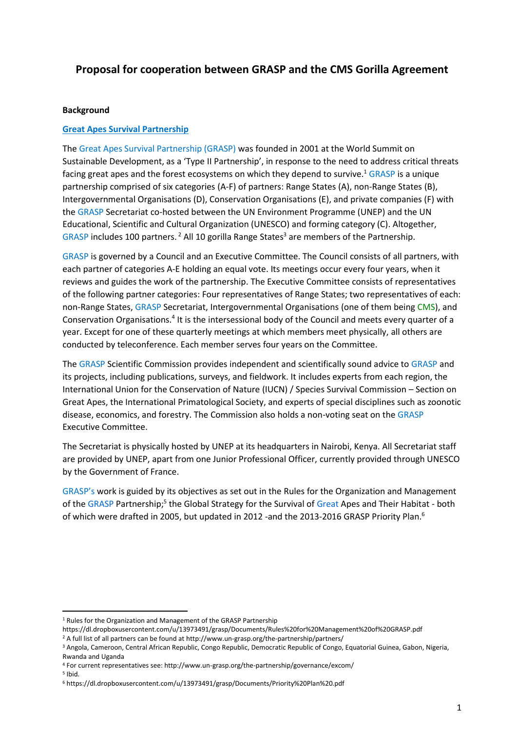# Proposal for cooperation between GRASP and the CMS Gorilla Agreement

**Background**

**Great Apes Survival Partnership**

The Great Apes Survival Partnership (GRASP) was founded in 2001 at the World Summit on Sustainable Development, as a 'Type II Partnership', in response to the need to address critical threats facing great apes and the forest ecosystems on which they depend to survive.[1] GRASP is a unique partnership comprised of six categories (A-F) of partners: Range States (A), non-Range States (B), Intergovernmental Organisations (D), Conservation Organisations (E), and private companies (F) with the GRASP Secretariat co-hosted between the UN Environment Programme (UNEP) and the UN Educational, Scientific and Cultural Organization (UNESCO) and forming category (C). Altogether, GRASP includes 100 partners. [2] All 10 gorilla Range States[3] are members of the Partnership.

GRASP is governed by a Council and an Executive Committee. The Council consists of all partners, with each partner of categories A-E holding an equal vote. Its meetings occur every four years, when it reviews and guides the work of the partnership. The Executive Committee consists of representatives of the following partner categories: Four representatives of Range States; two representatives of each: non-Range States, GRASP Secretariat, Intergovernmental Organisations (one of them being CMS), and Conservation Organisations.[4] It is the intersessional body of the Council and meets every quarter of a year. Except for one of these quarterly meetings at which members meet physically, all others are conducted by teleconference. Each member serves four years on the Committee.

The GRASP Scientific Commission provides independent and scientifically sound advice to GRASP and its projects, including publications, surveys, and fieldwork. It includes experts from each region, the International Union for the Conservation of Nature (IUCN) / Species Survival Commission – Section on Great Apes, the International Primatological Society, and experts of special disciplines such as zoonotic disease, economics, and forestry. The Commission also holds a non-voting seat on the GRASP Executive Committee.

The Secretariat is physically hosted by UNEP at its headquarters in Nairobi, Kenya. All Secretariat staff are provided by UNEP, apart from one Junior Professional Officer, currently provided through UNESCO by the Government of France.

GRASP's work is guided by its objectives as set out in the Rules for the Organization and Management of the GRASP Partnership;[5] the Global Strategy for the Survival of Great Apes and Their Habitat - both of which were drafted in 2005, but updated in 2012 -and the 2013-2016 GRASP Priority Plan.[6]

---

[1] Rules for the Organization and Management of the GRASP Partnership https://dl.dropboxusercontent.com/u/13973491/grasp/Documents/Rules%20for%20Management%20of%20GRASP.pdf

[2] A full list of all partners can be found at http://www.un-grasp.org/the-partnership/partners/

[3] Angola, Cameroon, Central African Republic, Congo Republic, Democratic Republic of Congo, Equatorial Guinea, Gabon, Nigeria, Rwanda and Uganda

[4] For current representatives see: http://www.un-grasp.org/the-partnership/governance/excom/

[5] Ibid.

[6] https://dl.dropboxusercontent.com/u/13973491/grasp/Documents/Priority%20Plan%20.pdf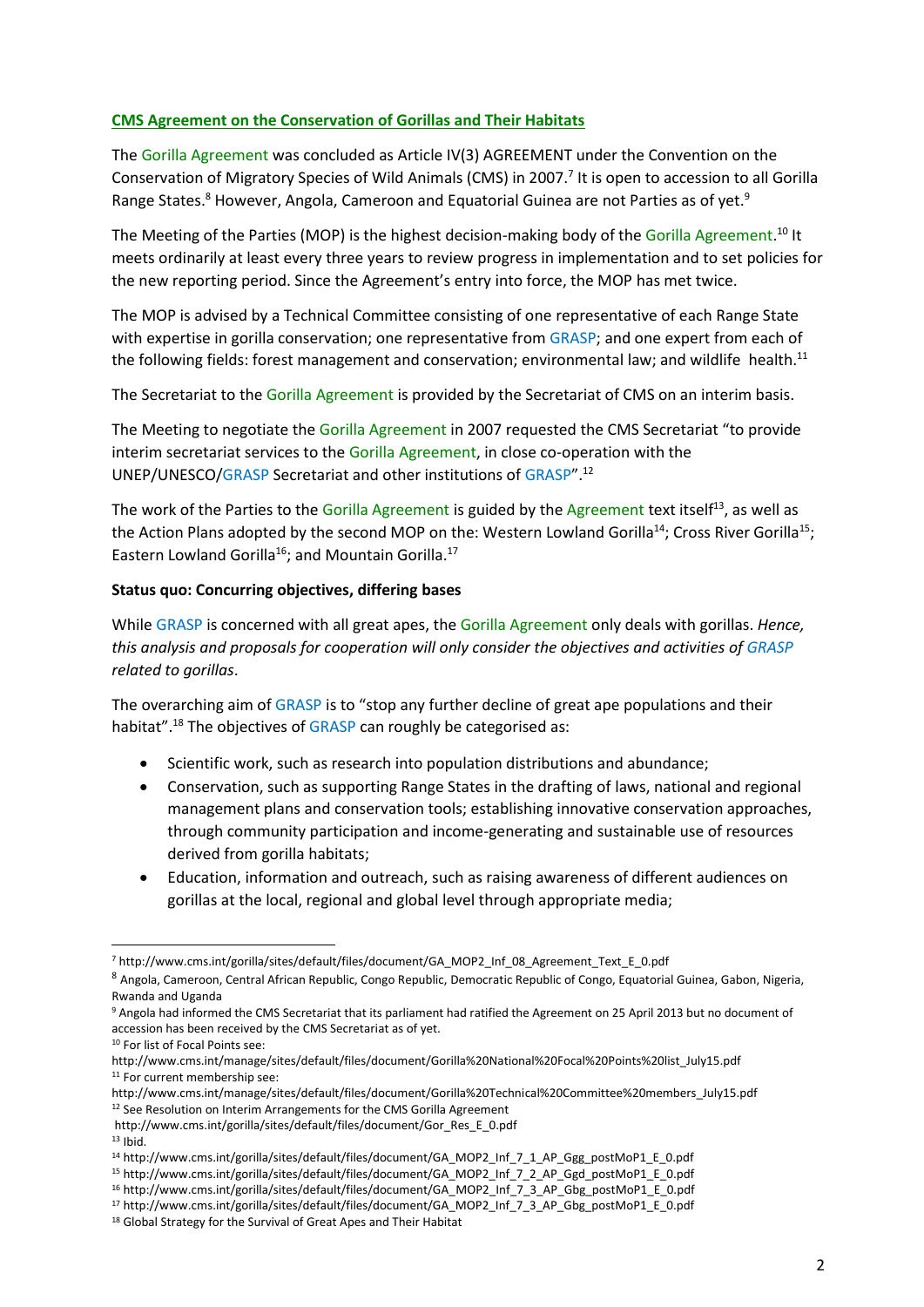**CMS Agreement on the Conservation of Gorillas and Their Habitats**

The Gorilla Agreement was concluded as Article IV(3) AGREEMENT under the Convention on the Conservation of Migratory Species of Wild Animals (CMS) in 2007.[7] It is open to accession to all Gorilla Range States.[8] However, Angola, Cameroon and Equatorial Guinea are not Parties as of yet.[9]

The Meeting of the Parties (MOP) is the highest decision-making body of the Gorilla Agreement.[10] It meets ordinarily at least every three years to review progress in implementation and to set policies for the new reporting period. Since the Agreement's entry into force, the MOP has met twice.

The MOP is advised by a Technical Committee consisting of one representative of each Range State with expertise in gorilla conservation; one representative from GRASP; and one expert from each of the following fields: forest management and conservation; environmental law; and wildlife health.[11]

The Secretariat to the Gorilla Agreement is provided by the Secretariat of CMS on an interim basis.

The Meeting to negotiate the Gorilla Agreement in 2007 requested the CMS Secretariat "to provide interim secretariat services to the Gorilla Agreement, in close co-operation with the UNEP/UNESCO/GRASP Secretariat and other institutions of GRASP".[12]

The work of the Parties to the Gorilla Agreement is guided by the Agreement text itself[13], as well as the Action Plans adopted by the second MOP on the: Western Lowland Gorilla[14]; Cross River Gorilla[15]; Eastern Lowland Gorilla[16]; and Mountain Gorilla.[17]

**Status quo: Concurring objectives, differing bases**

While GRASP is concerned with all great apes, the Gorilla Agreement only deals with gorillas. *Hence, this analysis and proposals for cooperation will only consider the objectives and activities of GRASP related to gorillas*.

The overarching aim of GRASP is to "stop any further decline of great ape populations and their habitat".[18] The objectives of GRASP can roughly be categorised as:

- Scientific work, such as research into population distributions and abundance;
- Conservation, such as supporting Range States in the drafting of laws, national and regional management plans and conservation tools; establishing innovative conservation approaches, through community participation and income-generating and sustainable use of resources derived from gorilla habitats;
- Education, information and outreach, such as raising awareness of different audiences on gorillas at the local, regional and global level through appropriate media;

---

[7] http://www.cms.int/gorilla/sites/default/files/document/GA_MOP2_Inf_08_Agreement_Text_E_0.pdf

[8] Angola, Cameroon, Central African Republic, Congo Republic, Democratic Republic of Congo, Equatorial Guinea, Gabon, Nigeria, Rwanda and Uganda

[9] Angola had informed the CMS Secretariat that its parliament had ratified the Agreement on 25 April 2013 but no document of accession has been received by the CMS Secretariat as of yet.

[10] For list of Focal Points see: http://www.cms.int/manage/sites/default/files/document/Gorilla%20National%20Focal%20Points%20list_July15.pdf

[11] For current membership see: http://www.cms.int/manage/sites/default/files/document/Gorilla%20Technical%20Committee%20members_July15.pdf

[12] See Resolution on Interim Arrangements for the CMS Gorilla Agreement http://www.cms.int/gorilla/sites/default/files/document/Gor_Res_E_0.pdf

[13] Ibid.

[14] http://www.cms.int/gorilla/sites/default/files/document/GA_MOP2_Inf_7_1_AP_Ggg_postMoP1_E_0.pdf

[15] http://www.cms.int/gorilla/sites/default/files/document/GA_MOP2_Inf_7_2_AP_Ggd_postMoP1_E_0.pdf

[16] http://www.cms.int/gorilla/sites/default/files/document/GA_MOP2_Inf_7_3_AP_Gbg_postMoP1_E_0.pdf

[17] http://www.cms.int/gorilla/sites/default/files/document/GA_MOP2_Inf_7_3_AP_Gbg_postMoP1_E_0.pdf

[18] Global Strategy for the Survival of Great Apes and Their Habitat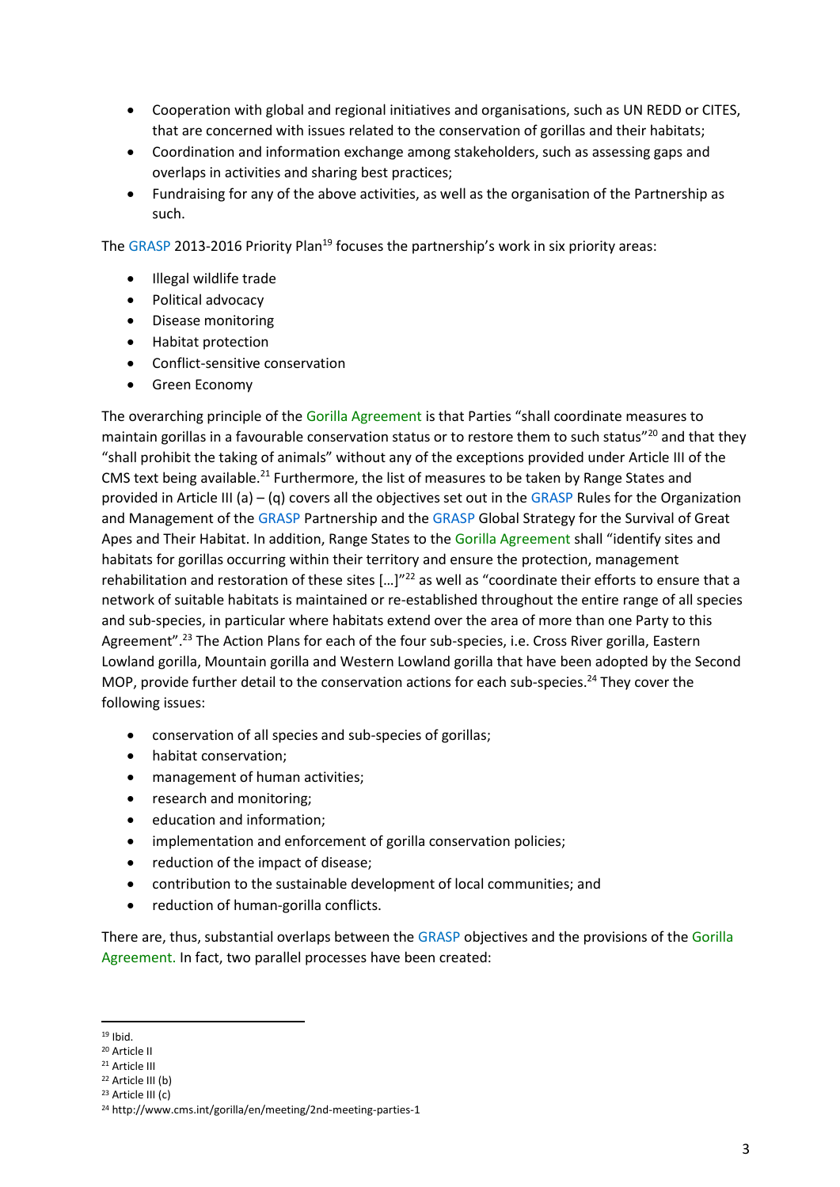- Cooperation with global and regional initiatives and organisations, such as UN REDD or CITES, that are concerned with issues related to the conservation of gorillas and their habitats;
- Coordination and information exchange among stakeholders, such as assessing gaps and overlaps in activities and sharing best practices;
- Fundraising for any of the above activities, as well as the organisation of the Partnership as such.

The GRASP 2013-2016 Priority Plan[19] focuses the partnership's work in six priority areas:

- Illegal wildlife trade
- Political advocacy
- Disease monitoring
- Habitat protection
- Conflict-sensitive conservation
- Green Economy

The overarching principle of the Gorilla Agreement is that Parties "shall coordinate measures to maintain gorillas in a favourable conservation status or to restore them to such status"[20] and that they "shall prohibit the taking of animals" without any of the exceptions provided under Article III of the CMS text being available.[21] Furthermore, the list of measures to be taken by Range States and provided in Article III (a) – (q) covers all the objectives set out in the GRASP Rules for the Organization and Management of the GRASP Partnership and the GRASP Global Strategy for the Survival of Great Apes and Their Habitat. In addition, Range States to the Gorilla Agreement shall "identify sites and habitats for gorillas occurring within their territory and ensure the protection, management rehabilitation and restoration of these sites […]"[22] as well as "coordinate their efforts to ensure that a network of suitable habitats is maintained or re-established throughout the entire range of all species and sub-species, in particular where habitats extend over the area of more than one Party to this Agreement".[23] The Action Plans for each of the four sub-species, i.e. Cross River gorilla, Eastern Lowland gorilla, Mountain gorilla and Western Lowland gorilla that have been adopted by the Second MOP, provide further detail to the conservation actions for each sub-species.[24] They cover the following issues:

- conservation of all species and sub-species of gorillas;
- habitat conservation;
- management of human activities;
- research and monitoring;
- education and information;
- implementation and enforcement of gorilla conservation policies;
- reduction of the impact of disease;
- contribution to the sustainable development of local communities; and
- reduction of human-gorilla conflicts.

There are, thus, substantial overlaps between the GRASP objectives and the provisions of the Gorilla Agreement. In fact, two parallel processes have been created:

---

[19] Ibid.
[20] Article II
[21] Article III
[22] Article III (b)
[23] Article III (c)
[24] http://www.cms.int/gorilla/en/meeting/2nd-meeting-parties-1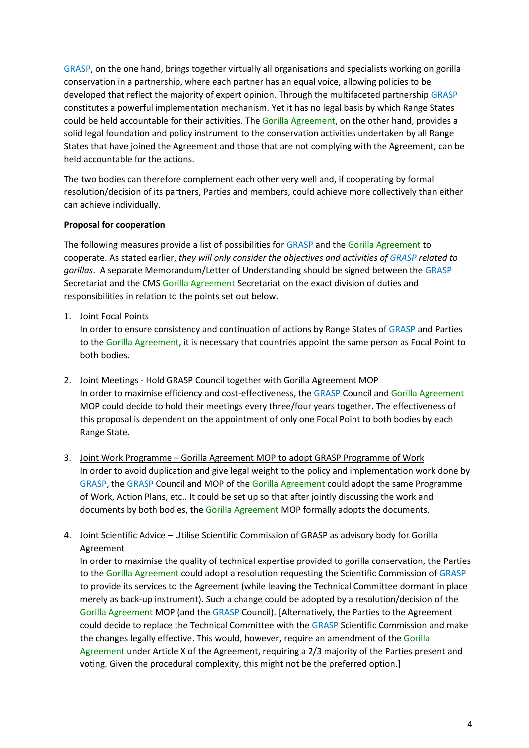GRASP, on the one hand, brings together virtually all organisations and specialists working on gorilla conservation in a partnership, where each partner has an equal voice, allowing policies to be developed that reflect the majority of expert opinion. Through the multifaceted partnership GRASP constitutes a powerful implementation mechanism. Yet it has no legal basis by which Range States could be held accountable for their activities. The Gorilla Agreement, on the other hand, provides a solid legal foundation and policy instrument to the conservation activities undertaken by all Range States that have joined the Agreement and those that are not complying with the Agreement, can be held accountable for the actions.

The two bodies can therefore complement each other very well and, if cooperating by formal resolution/decision of its partners, Parties and members, could achieve more collectively than either can achieve individually.

**Proposal for cooperation**

The following measures provide a list of possibilities for GRASP and the Gorilla Agreement to cooperate. As stated earlier, *they will only consider the objectives and activities of GRASP related to gorillas*. A separate Memorandum/Letter of Understanding should be signed between the GRASP Secretariat and the CMS Gorilla Agreement Secretariat on the exact division of duties and responsibilities in relation to the points set out below.

1. Joint Focal Points
   In order to ensure consistency and continuation of actions by Range States of GRASP and Parties to the Gorilla Agreement, it is necessary that countries appoint the same person as Focal Point to both bodies.

2. Joint Meetings - Hold GRASP Council together with Gorilla Agreement MOP
   In order to maximise efficiency and cost-effectiveness, the GRASP Council and Gorilla Agreement MOP could decide to hold their meetings every three/four years together. The effectiveness of this proposal is dependent on the appointment of only one Focal Point to both bodies by each Range State.

3. Joint Work Programme – Gorilla Agreement MOP to adopt GRASP Programme of Work
   In order to avoid duplication and give legal weight to the policy and implementation work done by GRASP, the GRASP Council and MOP of the Gorilla Agreement could adopt the same Programme of Work, Action Plans, etc.. It could be set up so that after jointly discussing the work and documents by both bodies, the Gorilla Agreement MOP formally adopts the documents.

4. Joint Scientific Advice – Utilise Scientific Commission of GRASP as advisory body for Gorilla Agreement
   In order to maximise the quality of technical expertise provided to gorilla conservation, the Parties to the Gorilla Agreement could adopt a resolution requesting the Scientific Commission of GRASP to provide its services to the Agreement (while leaving the Technical Committee dormant in place merely as back-up instrument). Such a change could be adopted by a resolution/decision of the Gorilla Agreement MOP (and the GRASP Council). [Alternatively, the Parties to the Agreement could decide to replace the Technical Committee with the GRASP Scientific Commission and make the changes legally effective. This would, however, require an amendment of the Gorilla Agreement under Article X of the Agreement, requiring a 2/3 majority of the Parties present and voting. Given the procedural complexity, this might not be the preferred option.]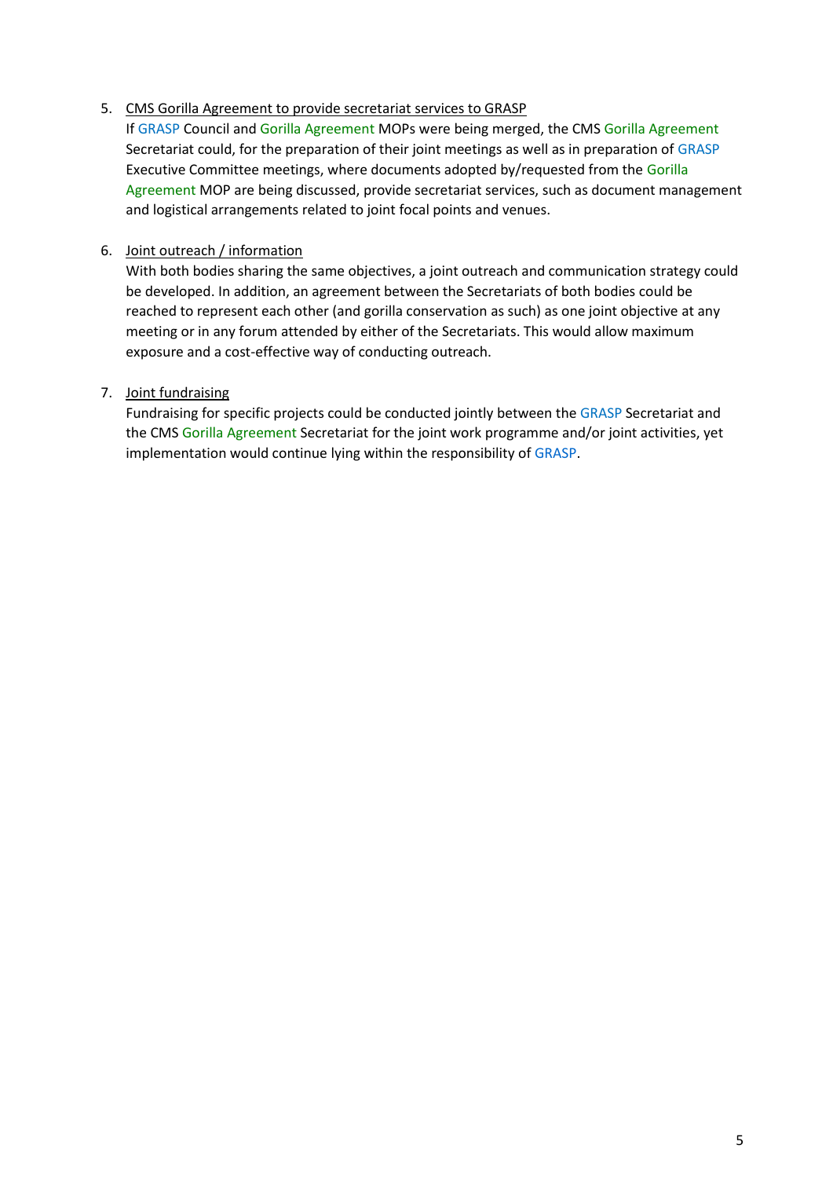5. <u>CMS Gorilla Agreement to provide secretariat services to GRASP</u>
   If GRASP Council and Gorilla Agreement MOPs were being merged, the CMS Gorilla Agreement Secretariat could, for the preparation of their joint meetings as well as in preparation of GRASP Executive Committee meetings, where documents adopted by/requested from the Gorilla Agreement MOP are being discussed, provide secretariat services, such as document management and logistical arrangements related to joint focal points and venues.

6. <u>Joint outreach / information</u>
   With both bodies sharing the same objectives, a joint outreach and communication strategy could be developed. In addition, an agreement between the Secretariats of both bodies could be reached to represent each other (and gorilla conservation as such) as one joint objective at any meeting or in any forum attended by either of the Secretariats. This would allow maximum exposure and a cost-effective way of conducting outreach.

7. <u>Joint fundraising</u>
   Fundraising for specific projects could be conducted jointly between the GRASP Secretariat and the CMS Gorilla Agreement Secretariat for the joint work programme and/or joint activities, yet implementation would continue lying within the responsibility of GRASP.